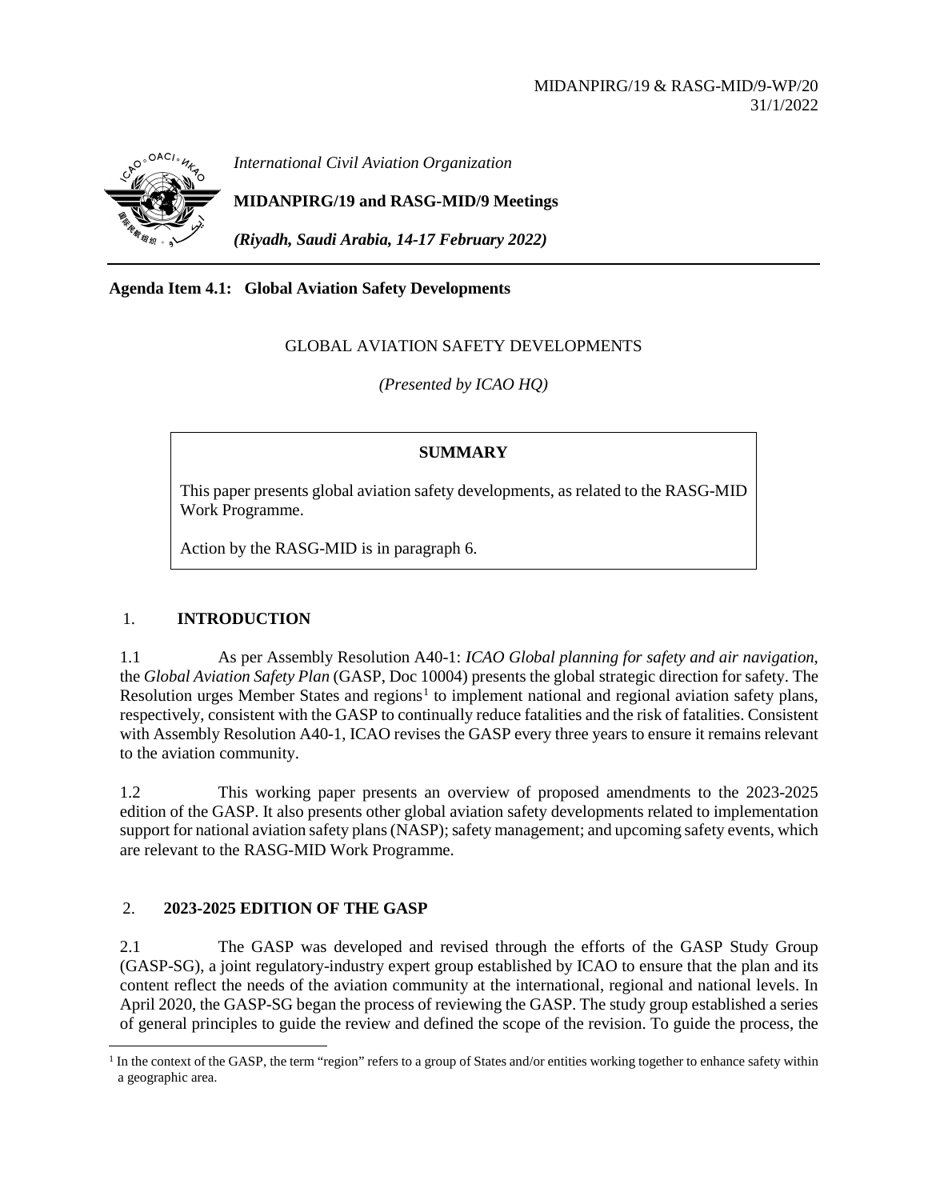MIDANPIRG/19 & RASG-MID/9-WP/20
31/1/2022

*International Civil Aviation Organization*

**MIDANPIRG/19 and RASG-MID/9 Meetings**

***(Riyadh, Saudi Arabia, 14-17 February 2022)***

**Agenda Item 4.1: Global Aviation Safety Developments**

GLOBAL AVIATION SAFETY DEVELOPMENTS

*(Presented by ICAO HQ)*

**SUMMARY**

This paper presents global aviation safety developments, as related to the RASG-MID Work Programme.

Action by the RASG-MID is in paragraph 6.

## 1. INTRODUCTION

1.1 As per Assembly Resolution A40-1: *ICAO Global planning for safety and air navigation*, the *Global Aviation Safety Plan* (GASP, Doc 10004) presents the global strategic direction for safety. The Resolution urges Member States and regions[1] to implement national and regional aviation safety plans, respectively, consistent with the GASP to continually reduce fatalities and the risk of fatalities. Consistent with Assembly Resolution A40-1, ICAO revises the GASP every three years to ensure it remains relevant to the aviation community.

1.2 This working paper presents an overview of proposed amendments to the 2023-2025 edition of the GASP. It also presents other global aviation safety developments related to implementation support for national aviation safety plans (NASP); safety management; and upcoming safety events, which are relevant to the RASG-MID Work Programme.

## 2. 2023-2025 EDITION OF THE GASP

2.1 The GASP was developed and revised through the efforts of the GASP Study Group (GASP-SG), a joint regulatory-industry expert group established by ICAO to ensure that the plan and its content reflect the needs of the aviation community at the international, regional and national levels. In April 2020, the GASP-SG began the process of reviewing the GASP. The study group established a series of general principles to guide the review and defined the scope of the revision. To guide the process, the

[1] In the context of the GASP, the term "region" refers to a group of States and/or entities working together to enhance safety within a geographic area.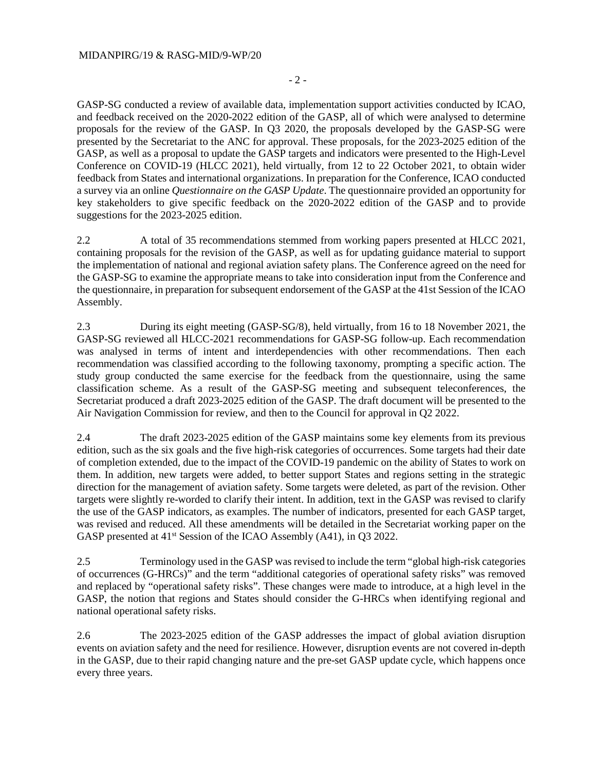GASP-SG conducted a review of available data, implementation support activities conducted by ICAO, and feedback received on the 2020-2022 edition of the GASP, all of which were analysed to determine proposals for the review of the GASP. In Q3 2020, the proposals developed by the GASP-SG were presented by the Secretariat to the ANC for approval. These proposals, for the 2023-2025 edition of the GASP, as well as a proposal to update the GASP targets and indicators were presented to the High-Level Conference on COVID-19 (HLCC 2021), held virtually, from 12 to 22 October 2021, to obtain wider feedback from States and international organizations. In preparation for the Conference, ICAO conducted a survey via an online *Questionnaire on the GASP Update*. The questionnaire provided an opportunity for key stakeholders to give specific feedback on the 2020-2022 edition of the GASP and to provide suggestions for the 2023-2025 edition.

2.2 A total of 35 recommendations stemmed from working papers presented at HLCC 2021, containing proposals for the revision of the GASP, as well as for updating guidance material to support the implementation of national and regional aviation safety plans. The Conference agreed on the need for the GASP-SG to examine the appropriate means to take into consideration input from the Conference and the questionnaire, in preparation for subsequent endorsement of the GASP at the 41st Session of the ICAO Assembly.

2.3 During its eight meeting (GASP-SG/8), held virtually, from 16 to 18 November 2021, the GASP-SG reviewed all HLCC-2021 recommendations for GASP-SG follow-up. Each recommendation was analysed in terms of intent and interdependencies with other recommendations. Then each recommendation was classified according to the following taxonomy, prompting a specific action. The study group conducted the same exercise for the feedback from the questionnaire, using the same classification scheme. As a result of the GASP-SG meeting and subsequent teleconferences, the Secretariat produced a draft 2023-2025 edition of the GASP. The draft document will be presented to the Air Navigation Commission for review, and then to the Council for approval in Q2 2022.

2.4 The draft 2023-2025 edition of the GASP maintains some key elements from its previous edition, such as the six goals and the five high-risk categories of occurrences. Some targets had their date of completion extended, due to the impact of the COVID-19 pandemic on the ability of States to work on them. In addition, new targets were added, to better support States and regions setting in the strategic direction for the management of aviation safety. Some targets were deleted, as part of the revision. Other targets were slightly re-worded to clarify their intent. In addition, text in the GASP was revised to clarify the use of the GASP indicators, as examples. The number of indicators, presented for each GASP target, was revised and reduced. All these amendments will be detailed in the Secretariat working paper on the GASP presented at 41st Session of the ICAO Assembly (A41), in Q3 2022.

2.5 Terminology used in the GASP was revised to include the term "global high-risk categories of occurrences (G-HRCs)" and the term "additional categories of operational safety risks" was removed and replaced by "operational safety risks". These changes were made to introduce, at a high level in the GASP, the notion that regions and States should consider the G-HRCs when identifying regional and national operational safety risks.

2.6 The 2023-2025 edition of the GASP addresses the impact of global aviation disruption events on aviation safety and the need for resilience. However, disruption events are not covered in-depth in the GASP, due to their rapid changing nature and the pre-set GASP update cycle, which happens once every three years.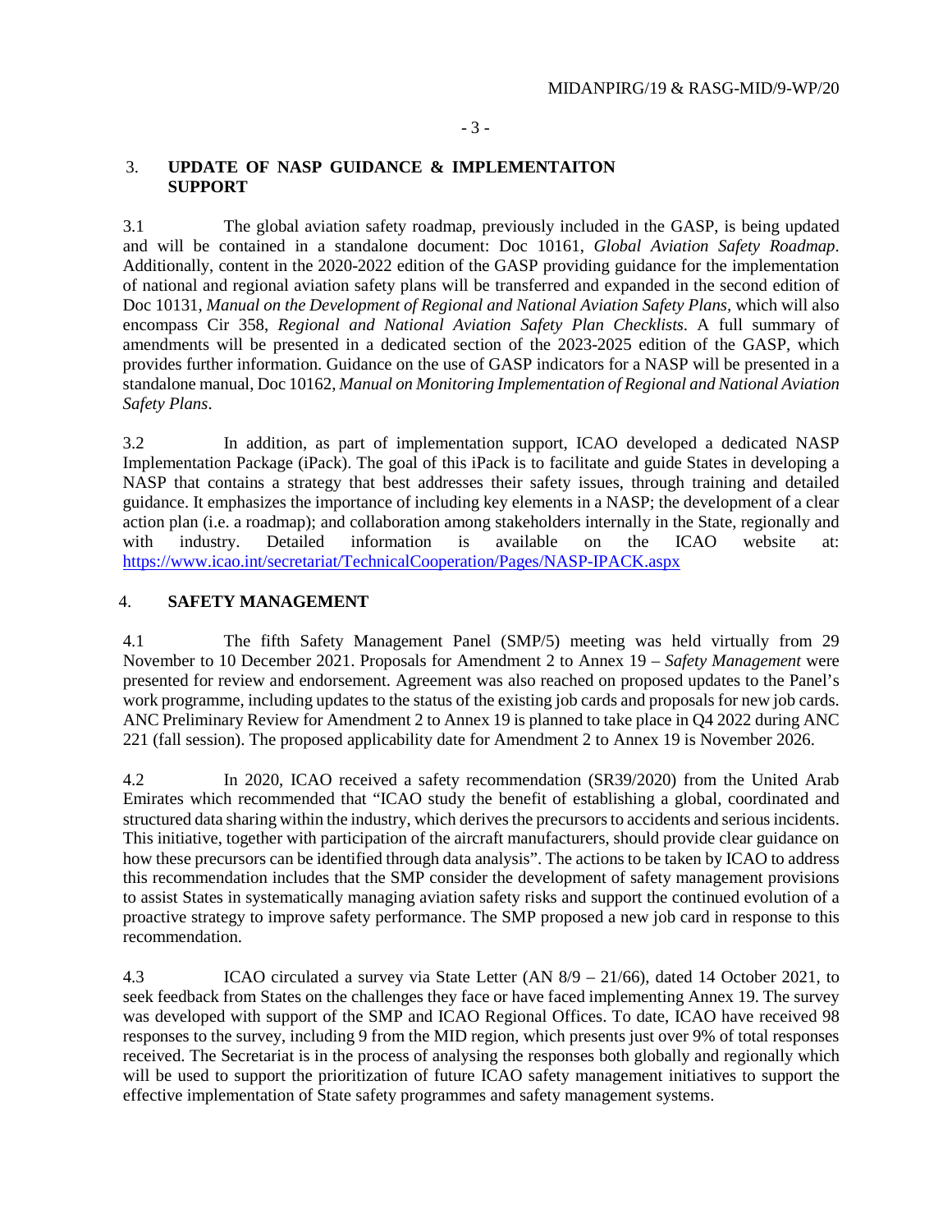## 3. UPDATE OF NASP GUIDANCE & IMPLEMENTAITON SUPPORT

3.1 The global aviation safety roadmap, previously included in the GASP, is being updated and will be contained in a standalone document: Doc 10161, *Global Aviation Safety Roadmap*. Additionally, content in the 2020-2022 edition of the GASP providing guidance for the implementation of national and regional aviation safety plans will be transferred and expanded in the second edition of Doc 10131, *Manual on the Development of Regional and National Aviation Safety Plans*, which will also encompass Cir 358, *Regional and National Aviation Safety Plan Checklists*. A full summary of amendments will be presented in a dedicated section of the 2023-2025 edition of the GASP, which provides further information. Guidance on the use of GASP indicators for a NASP will be presented in a standalone manual, Doc 10162, *Manual on Monitoring Implementation of Regional and National Aviation Safety Plans*.

3.2 In addition, as part of implementation support, ICAO developed a dedicated NASP Implementation Package (iPack). The goal of this iPack is to facilitate and guide States in developing a NASP that contains a strategy that best addresses their safety issues, through training and detailed guidance. It emphasizes the importance of including key elements in a NASP; the development of a clear action plan (i.e. a roadmap); and collaboration among stakeholders internally in the State, regionally and with industry. Detailed information is available on the ICAO website at: https://www.icao.int/secretariat/TechnicalCooperation/Pages/NASP-IPACK.aspx

## 4. SAFETY MANAGEMENT

4.1 The fifth Safety Management Panel (SMP/5) meeting was held virtually from 29 November to 10 December 2021. Proposals for Amendment 2 to Annex 19 – *Safety Management* were presented for review and endorsement. Agreement was also reached on proposed updates to the Panel's work programme, including updates to the status of the existing job cards and proposals for new job cards. ANC Preliminary Review for Amendment 2 to Annex 19 is planned to take place in Q4 2022 during ANC 221 (fall session). The proposed applicability date for Amendment 2 to Annex 19 is November 2026.

4.2 In 2020, ICAO received a safety recommendation (SR39/2020) from the United Arab Emirates which recommended that "ICAO study the benefit of establishing a global, coordinated and structured data sharing within the industry, which derives the precursors to accidents and serious incidents. This initiative, together with participation of the aircraft manufacturers, should provide clear guidance on how these precursors can be identified through data analysis". The actions to be taken by ICAO to address this recommendation includes that the SMP consider the development of safety management provisions to assist States in systematically managing aviation safety risks and support the continued evolution of a proactive strategy to improve safety performance. The SMP proposed a new job card in response to this recommendation.

4.3 ICAO circulated a survey via State Letter (AN 8/9 – 21/66), dated 14 October 2021, to seek feedback from States on the challenges they face or have faced implementing Annex 19. The survey was developed with support of the SMP and ICAO Regional Offices. To date, ICAO have received 98 responses to the survey, including 9 from the MID region, which presents just over 9% of total responses received. The Secretariat is in the process of analysing the responses both globally and regionally which will be used to support the prioritization of future ICAO safety management initiatives to support the effective implementation of State safety programmes and safety management systems.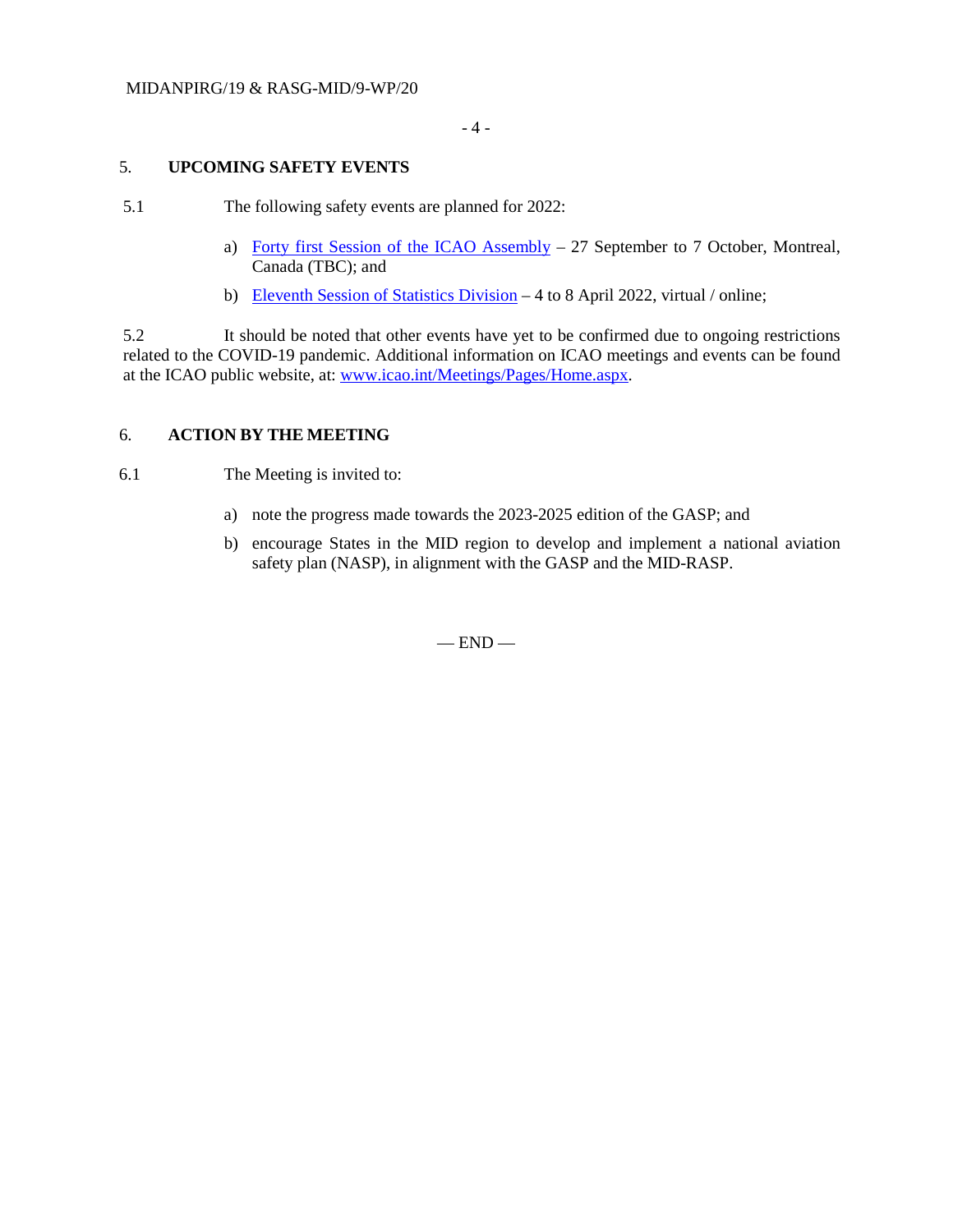## 5. UPCOMING SAFETY EVENTS

5.1 The following safety events are planned for 2022:

a) Forty first Session of the ICAO Assembly – 27 September to 7 October, Montreal, Canada (TBC); and

b) Eleventh Session of Statistics Division – 4 to 8 April 2022, virtual / online;

5.2 It should be noted that other events have yet to be confirmed due to ongoing restrictions related to the COVID-19 pandemic. Additional information on ICAO meetings and events can be found at the ICAO public website, at: www.icao.int/Meetings/Pages/Home.aspx.

## 6. ACTION BY THE MEETING

6.1 The Meeting is invited to:

a) note the progress made towards the 2023-2025 edition of the GASP; and

b) encourage States in the MID region to develop and implement a national aviation safety plan (NASP), in alignment with the GASP and the MID-RASP.

— END —